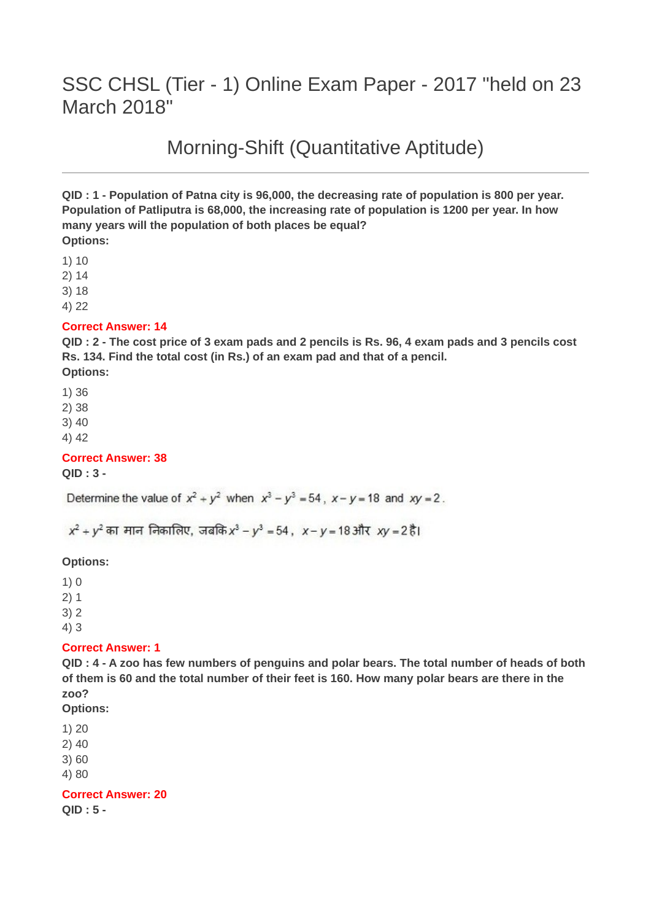# SSC CHSL (Tier - 1) Online Exam Paper - 2017 "held on 23 March 2018"

## Morning-Shift (Quantitative Aptitude)

---

**QID : 1 - Population of Patna city is 96,000, the decreasing rate of population is 800 per year. Population of Patliputra is 68,000, the increasing rate of population is 1200 per year. In how many years will the population of both places be equal?**
**Options:**

1) 10
2) 14
3) 18
4) 22

**Correct Answer: 14**

**QID : 2 - The cost price of 3 exam pads and 2 pencils is Rs. 96, 4 exam pads and 3 pencils cost Rs. 134. Find the total cost (in Rs.) of an exam pad and that of a pencil.**
**Options:**

1) 36
2) 38
3) 40
4) 42

**Correct Answer: 38**

**QID : 3 -**

Determine the value of $x^2 + y^2$ when $x^3 - y^3 = 54$, $x - y = 18$ and $xy = 2$.

$x^2 + y^2$ का मान निकालिए, जबकि $x^3 - y^3 = 54$, $x - y = 18$ और $xy = 2$ है।

**Options:**

1) 0
2) 1
3) 2
4) 3

**Correct Answer: 1**

**QID : 4 - A zoo has few numbers of penguins and polar bears. The total number of heads of both of them is 60 and the total number of their feet is 160. How many polar bears are there in the zoo?**
**Options:**

1) 20
2) 40
3) 60
4) 80

**Correct Answer: 20**

**QID : 5 -**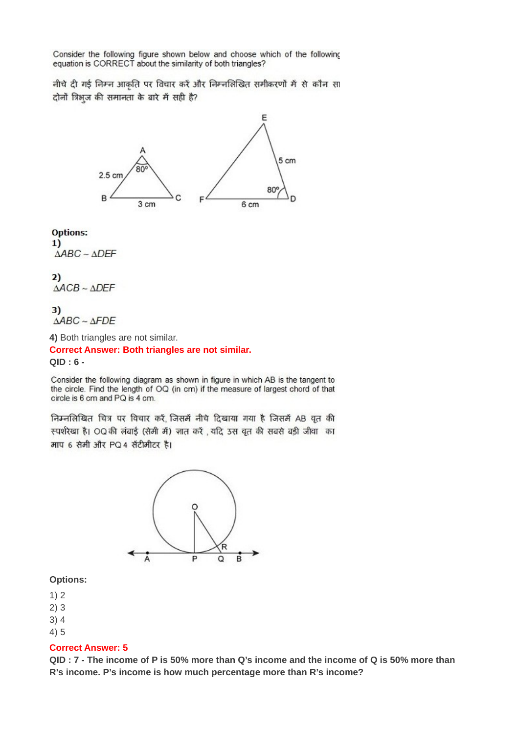Consider the following figure shown below and choose which of the following equation is CORRECT about the similarity of both triangles?

नीचे दी गई निम्न आकृति पर विचार करें और निम्नलिखित समीकरणों में से कौन सा दोनों त्रिभुज की समानता के बारे में सही है?

**Options:**

**1)**
$\Delta ABC \sim \Delta DEF$

**2)**
$\Delta ACB \sim \Delta DEF$

**3)**
$\Delta ABC \sim \Delta FDE$

**4)** Both triangles are not similar.

**Correct Answer: Both triangles are not similar.**

**QID : 6 -**

Consider the following diagram as shown in figure in which AB is the tangent to the circle. Find the length of OQ (in cm) if the measure of largest chord of that circle is 6 cm and PQ is 4 cm.

निम्नलिखित चित्र पर विचार करें, जिसमें नीचे दिखाया गया है जिसमें AB वृत की स्पर्शरेखा है। OQ की लंबाई (सेमी में) ज्ञात करें , यदि उस वृत की सबसे बड़ी जीवा का माप 6 सेमी और PQ 4 सेंटीमीटर है।

**Options:**

1) 2
2) 3
3) 4
4) 5

**Correct Answer: 5**

**QID : 7 - The income of P is 50% more than Q's income and the income of Q is 50% more than R's income. P's income is how much percentage more than R's income?**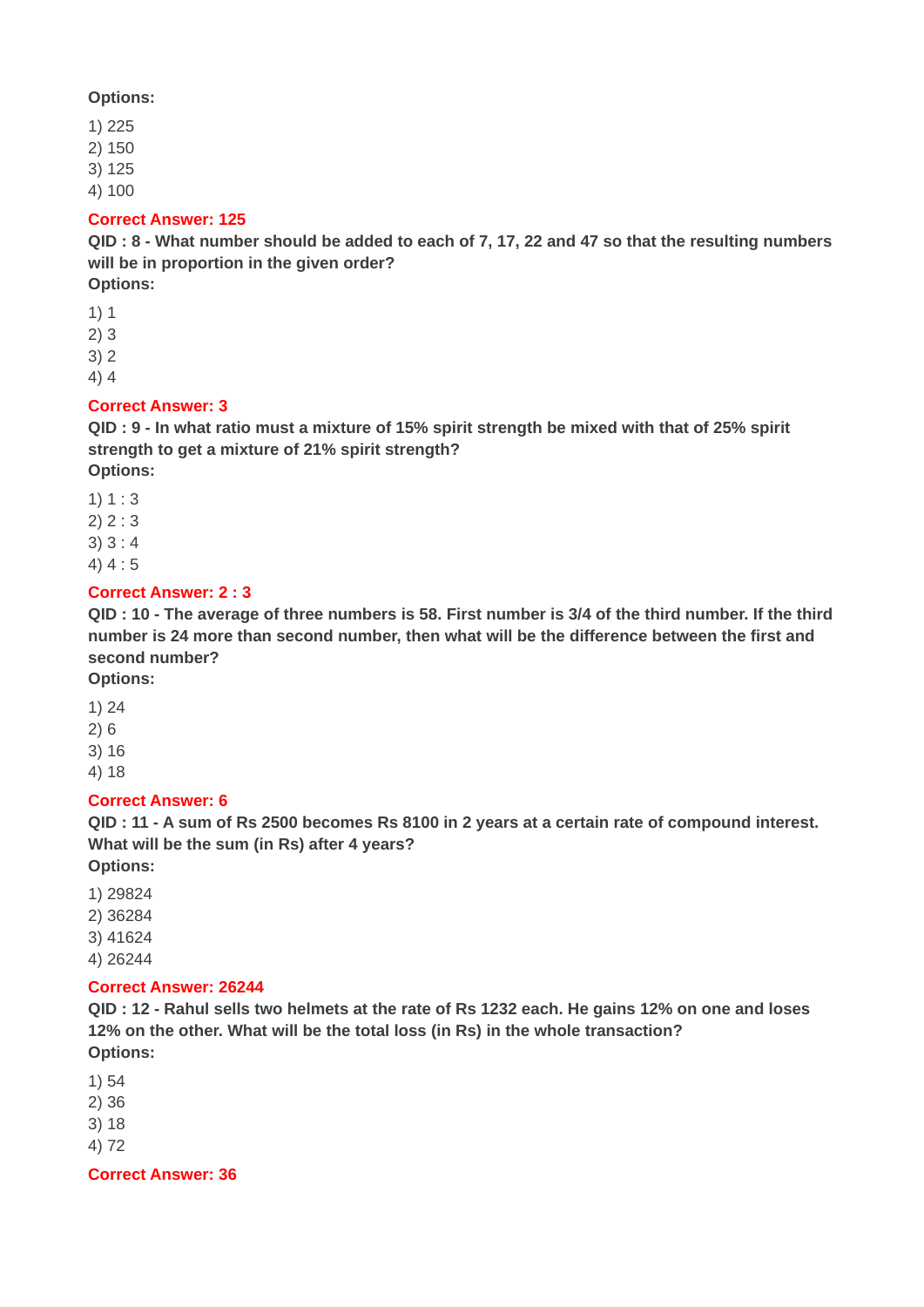**Options:**

1) 225
2) 150
3) 125
4) 100

**Correct Answer: 125**

**QID : 8 - What number should be added to each of 7, 17, 22 and 47 so that the resulting numbers will be in proportion in the given order?**

**Options:**

1) 1
2) 3
3) 2
4) 4

**Correct Answer: 3**

**QID : 9 - In what ratio must a mixture of 15% spirit strength be mixed with that of 25% spirit strength to get a mixture of 21% spirit strength?**

**Options:**

1) 1 : 3
2) 2 : 3
3) 3 : 4
4) 4 : 5

**Correct Answer: 2 : 3**

**QID : 10 - The average of three numbers is 58. First number is 3/4 of the third number. If the third number is 24 more than second number, then what will be the difference between the first and second number?**

**Options:**

1) 24
2) 6
3) 16
4) 18

**Correct Answer: 6**

**QID : 11 - A sum of Rs 2500 becomes Rs 8100 in 2 years at a certain rate of compound interest. What will be the sum (in Rs) after 4 years?**

**Options:**

1) 29824
2) 36284
3) 41624
4) 26244

**Correct Answer: 26244**

**QID : 12 - Rahul sells two helmets at the rate of Rs 1232 each. He gains 12% on one and loses 12% on the other. What will be the total loss (in Rs) in the whole transaction?**

**Options:**

1) 54
2) 36
3) 18
4) 72

**Correct Answer: 36**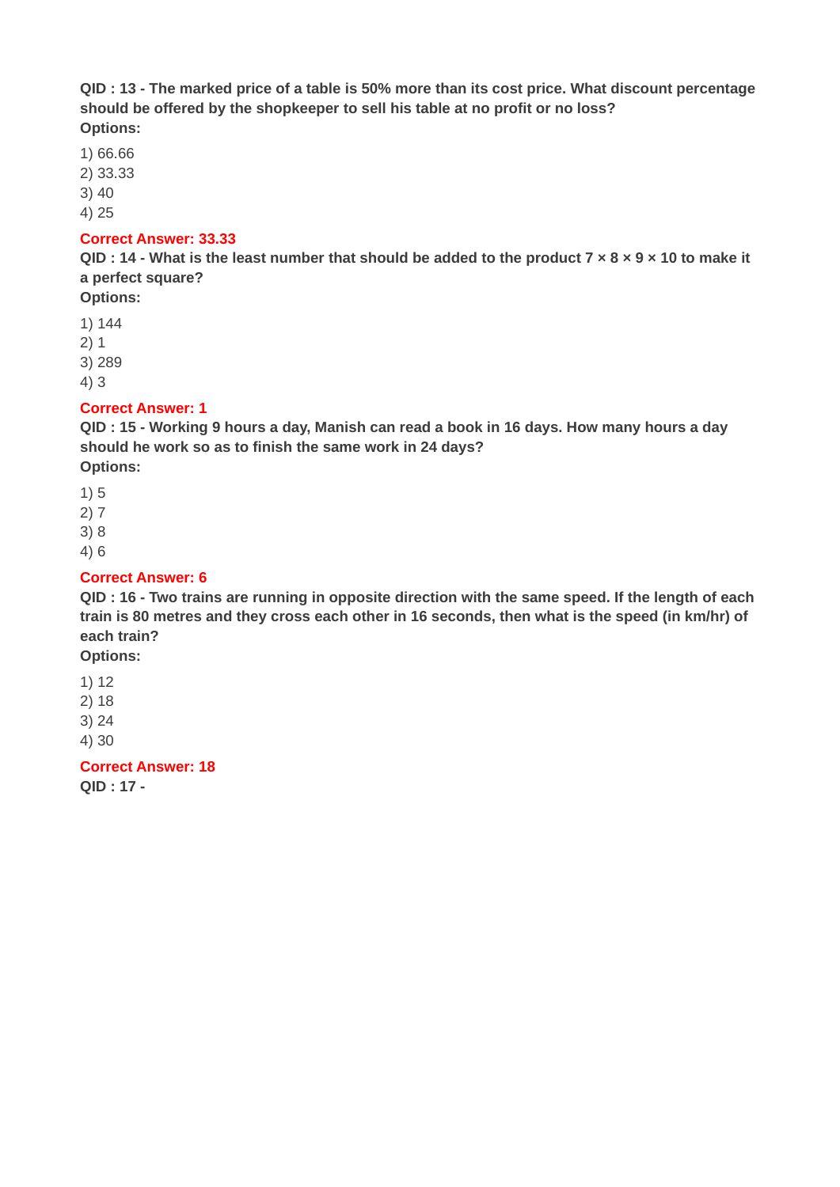**QID : 13 - The marked price of a table is 50% more than its cost price. What discount percentage should be offered by the shopkeeper to sell his table at no profit or no loss?**
**Options:**

1) 66.66
2) 33.33
3) 40
4) 25

**Correct Answer: 33.33**

**QID : 14 - What is the least number that should be added to the product $7 \times 8 \times 9 \times 10$ to make it a perfect square?**
**Options:**

1) 144
2) 1
3) 289
4) 3

**Correct Answer: 1**

**QID : 15 - Working 9 hours a day, Manish can read a book in 16 days. How many hours a day should he work so as to finish the same work in 24 days?**
**Options:**

1) 5
2) 7
3) 8
4) 6

**Correct Answer: 6**

**QID : 16 - Two trains are running in opposite direction with the same speed. If the length of each train is 80 metres and they cross each other in 16 seconds, then what is the speed (in km/hr) of each train?**
**Options:**

1) 12
2) 18
3) 24
4) 30

**Correct Answer: 18**

**QID : 17 -**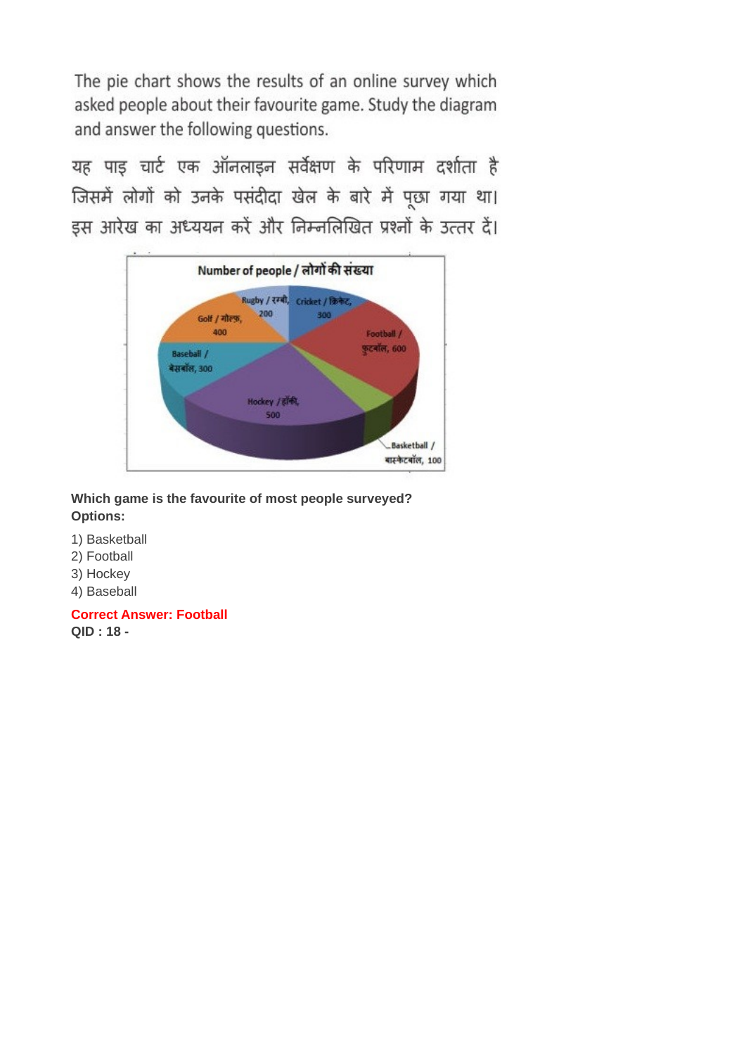The pie chart shows the results of an online survey which asked people about their favourite game. Study the diagram and answer the following questions.

यह पाइ चार्ट एक ऑनलाइन सर्वेक्षण के परिणाम दर्शाता है जिसमें लोगों को उनके पसंदीदा खेल के बारे में पूछा गया था। इस आरेख का अध्ययन करें और निम्नलिखित प्रश्नों के उत्तर दें।

Number of people / लोगों की संख्या

Rugby / रग्बी, 200

Cricket / क्रिकेट, 300

Golf / गोल्फ, 400

Football / फुटबॉल, 600

Baseball / बेसबॉल, 300

Hockey / हॉकी, 500

Basketball / बास्केटबॉल, 100

**Which game is the favourite of most people surveyed?**
**Options:**

1) Basketball
2) Football
3) Hockey
4) Baseball

**Correct Answer: Football**
**QID : 18 -**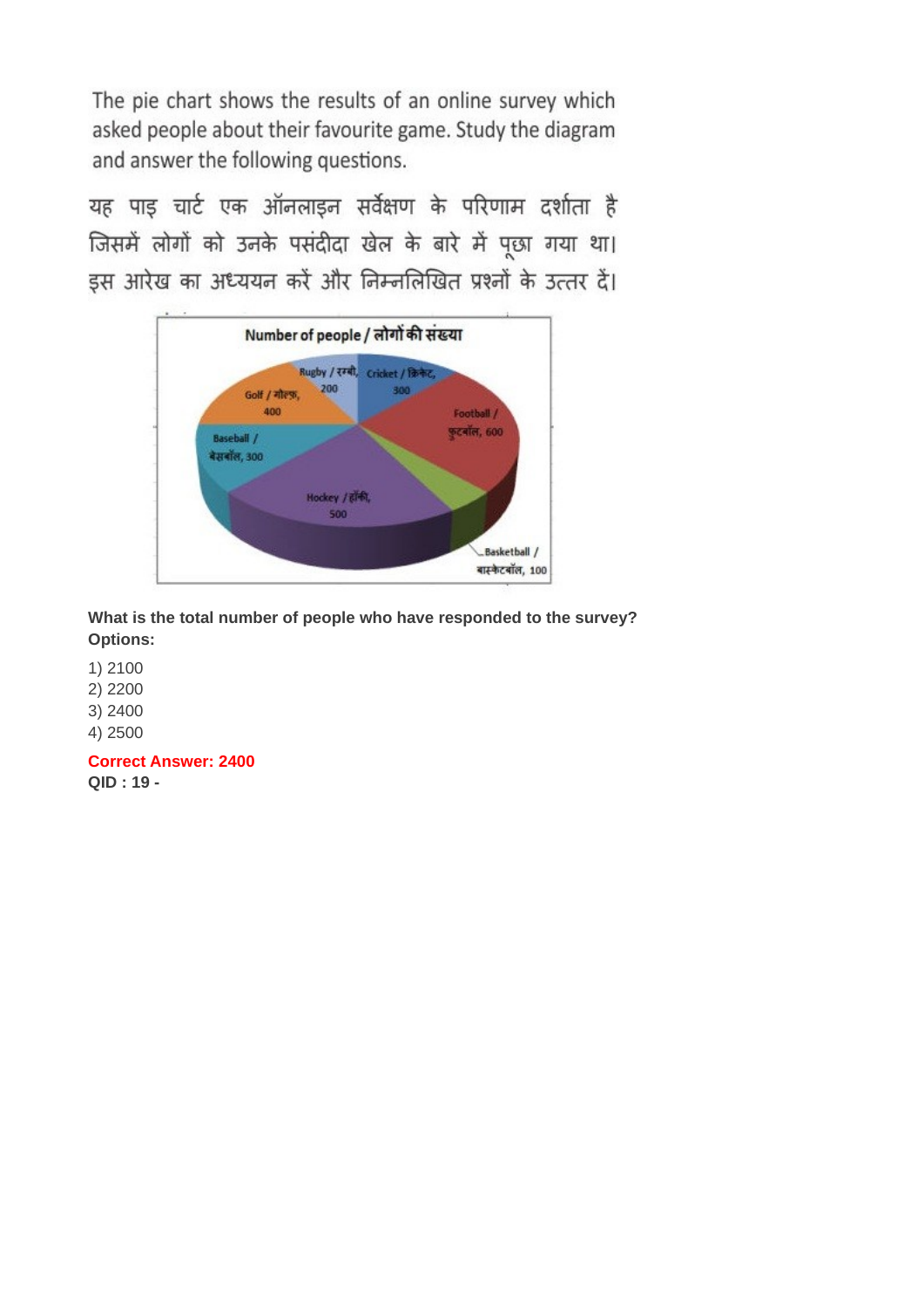The pie chart shows the results of an online survey which asked people about their favourite game. Study the diagram and answer the following questions.

यह पाइ चार्ट एक ऑनलाइन सर्वेक्षण के परिणाम दर्शाता है जिसमें लोगों को उनके पसंदीदा खेल के बारे में पूछा गया था। इस आरेख का अध्ययन करें और निम्नलिखित प्रश्नों के उत्तर दें।

Number of people / लोगों की संख्या

Rugby / रग्बी, 200

Cricket / क्रिकेट, 300

Golf / गोल्फ, 400

Football / फुटबॉल, 600

Baseball / बेसबॉल, 300

Hockey / हॉकी, 500

Basketball / बास्केटबॉल, 100

**What is the total number of people who have responded to the survey?**
**Options:**

1) 2100
2) 2200
3) 2400
4) 2500

**Correct Answer: 2400**

**QID : 19 -**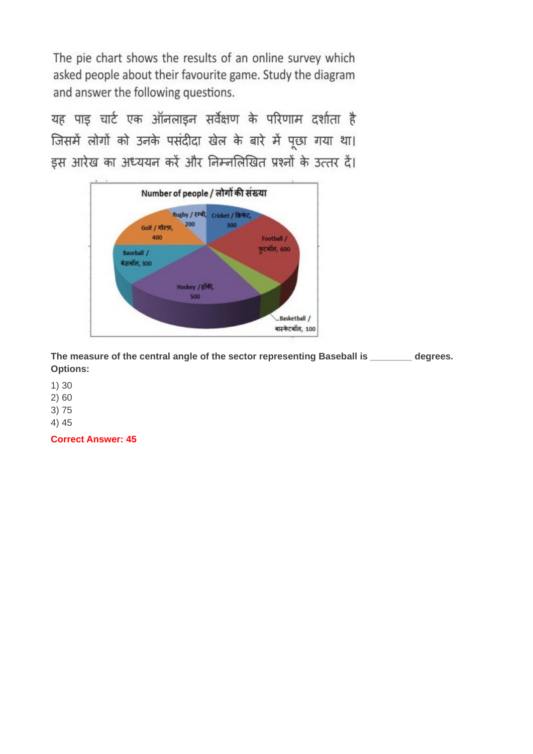The pie chart shows the results of an online survey which asked people about their favourite game. Study the diagram and answer the following questions.

यह पाइ चार्ट एक ऑनलाइन सर्वेक्षण के परिणाम दर्शाता है जिसमें लोगों को उनके पसंदीदा खेल के बारे में पूछा गया था। इस आरेख का अध्ययन करें और निम्नलिखित प्रश्नों के उत्तर दें।

Number of people / लोगों की संख्या

Rugby / रग्बी, 200

Cricket / क्रिकेट, 300

Golf / गोल्फ़, 400

Football / फुटबॉल, 600

Baseball / बेसबॉल, 300

Hockey / हॉकी, 500

Basketball / बास्केटबॉल, 100

**The measure of the central angle of the sector representing Baseball is \_\_\_\_\_\_\_\_ degrees.**

**Options:**

1) 30
2) 60
3) 75
4) 45

**Correct Answer: 45**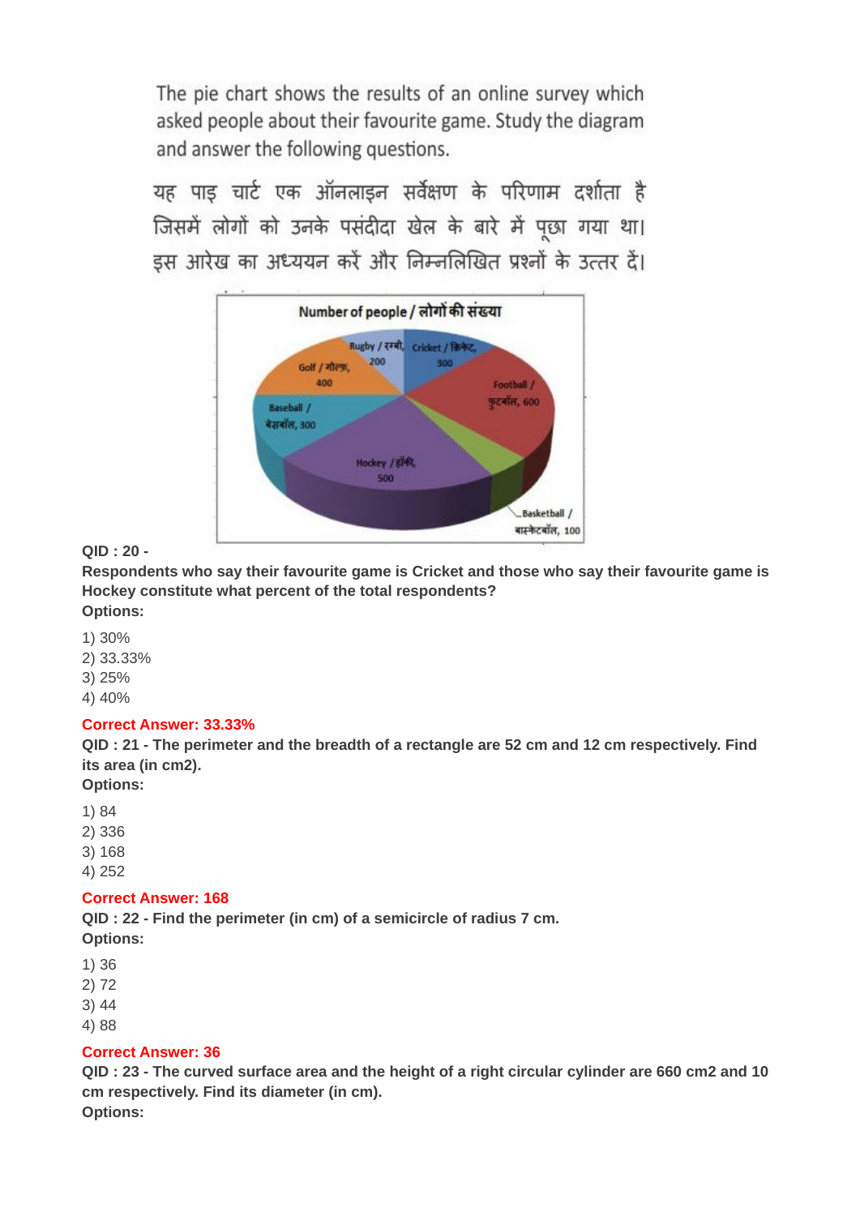The pie chart shows the results of an online survey which asked people about their favourite game. Study the diagram and answer the following questions.

यह पाइ चार्ट एक ऑनलाइन सर्वेक्षण के परिणाम दर्शाता है जिसमें लोगों को उनके पसंदीदा खेल के बारे में पूछा गया था। इस आरेख का अध्ययन करें और निम्नलिखित प्रश्नों के उत्तर दें।

Number of people / लोगों की संख्या

Rugby / रग्बी, 200
Cricket / क्रिकेट, 300
Football / फुटबॉल, 600
Basketball / बास्केटबॉल, 100
Hockey / हॉकी, 500
Baseball / बेसबॉल, 300
Golf / गोल्फ, 400

**QID : 20 -**

**Respondents who say their favourite game is Cricket and those who say their favourite game is Hockey constitute what percent of the total respondents?**

**Options:**

1) 30%
2) 33.33%
3) 25%
4) 40%

**Correct Answer: 33.33%**

**QID : 21 - The perimeter and the breadth of a rectangle are 52 cm and 12 cm respectively. Find its area (in cm2).**

**Options:**

1) 84
2) 336
3) 168
4) 252

**Correct Answer: 168**

**QID : 22 - Find the perimeter (in cm) of a semicircle of radius 7 cm.**

**Options:**

1) 36
2) 72
3) 44
4) 88

**Correct Answer: 36**

**QID : 23 - The curved surface area and the height of a right circular cylinder are 660 cm2 and 10 cm respectively. Find its diameter (in cm).**

**Options:**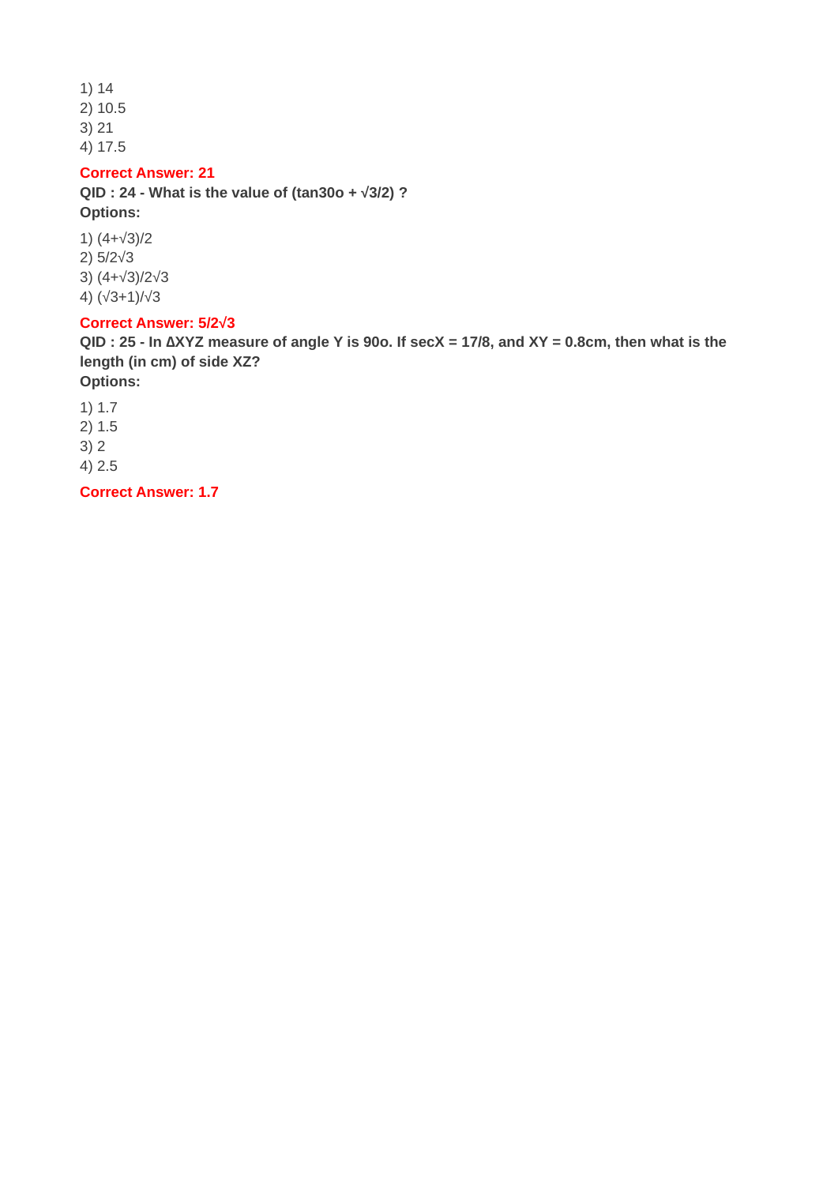1) 14
2) 10.5
3) 21
4) 17.5

**Correct Answer: 21**

**QID : 24 - What is the value of (tan30o + √3/2) ?**

**Options:**

1) (4+√3)/2
2) 5/2√3
3) (4+√3)/2√3
4) (√3+1)/√3

**Correct Answer: 5/2√3**

**QID : 25 - In ΔXYZ measure of angle Y is 90o. If secX = 17/8, and XY = 0.8cm, then what is the length (in cm) of side XZ?**

**Options:**

1) 1.7
2) 1.5
3) 2
4) 2.5

**Correct Answer: 1.7**